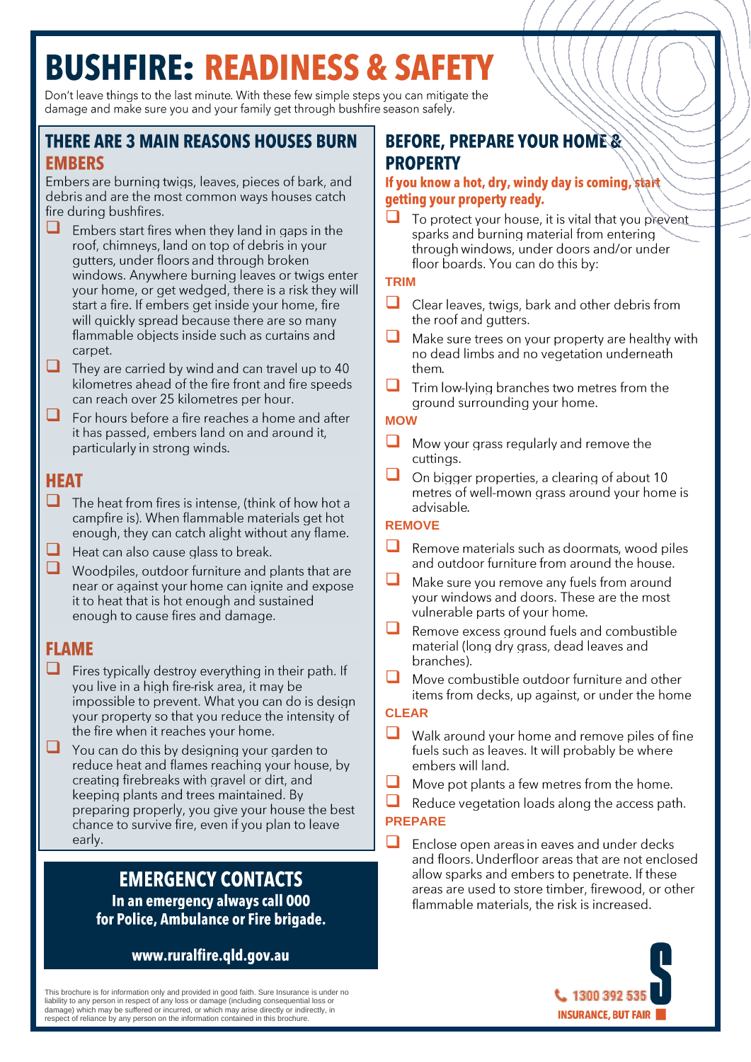# BUSHFIRE: READINESS & SAFETY

Don't leave things to the last minute. With these few simple steps you can mitigate the damage and make sure you and your family get through bushfire season safely.

## THERE ARE 3 MAIN REASONS HOUSES BURN

### EMBERS

Embers are burning twigs, leaves, pieces of bark, and debris and are the most common ways houses catch fire during bushfires.

- Embers start fires when they land in gaps in the roof, chimneys, land on top of debris in your gutters, under floors and through broken windows. Anywhere burning leaves or twigs enter your home, or get wedged, there is a risk they will start a fire. If embers get inside your home, fire will quickly spread because there are so many flammable objects inside such as curtains and carpet.
- They are carried by wind and can travel up to 40 kilometres ahead of the fire front and fire speeds can reach over 25 kilometres per hour.
- For hours before a fire reaches a home and after it has passed, embers land on and around it, particularly in strong winds.

### HEAT

- The heat from fires is intense, (think of how hot a campfire is). When flammable materials get hot enough, they can catch alight without any flame.
- Heat can also cause glass to break.
- Woodpiles, outdoor furniture and plants that are near or against your home can ignite and expose it to heat that is hot enough and sustained enough to cause fires and damage.

### FLAME

- Fires typically destroy everything in their path. If you live in a high fire-risk area, it may be impossible to prevent. What you can do is design your property so that you reduce the intensity of the fire when it reaches your home.
- You can do this by designing your garden to reduce heat and flames reaching your house, by creating firebreaks with gravel or dirt, and keeping plants and trees maintained. By preparing properly, you give your house the best chance to survive fire, even if you plan to leave early.

## EMERGENCY CONTACTS

**In an emergency always call 000 for Police, Ambulance or Fire brigade.**

**www.ruralfire.qld.gov.au**

## BEFORE, PREPARE YOUR HOME & PROPERTY

**If you know a hot, dry, windy day is coming, start getting your property ready.**

- To protect your house, it is vital that you prevent sparks and burning material from entering through windows, under doors and/or under floor boards. You can do this by:

**TRIM**

- Clear leaves, twigs, bark and other debris from the roof and gutters.
- Make sure trees on your property are healthy with no dead limbs and no vegetation underneath them.
- Trim low-lying branches two metres from the ground surrounding your home.

**MOW**

- Mow your grass regularly and remove the cuttings.
- On bigger properties, a clearing of about 10 metres of well-mown grass around your home is advisable.

**REMOVE**

- Remove materials such as doormats, wood piles and outdoor furniture from around the house.
- Make sure you remove any fuels from around your windows and doors. These are the most vulnerable parts of your home.
- Remove excess ground fuels and combustible material (long dry grass, dead leaves and branches).
- Move combustible outdoor furniture and other items from decks, up against, or under the home

**CLEAR**

- Walk around your home and remove piles of fine fuels such as leaves. It will probably be where embers will land.
- Move pot plants a few metres from the home.
- Reduce vegetation loads along the access path.

**PREPARE**

- Enclose open areas in eaves and under decks and floors. Underfloor areas that are not enclosed allow sparks and embers to penetrate. If these areas are used to store timber, firewood, or other flammable materials, the risk is increased.

This brochure is for information only and provided in good faith. Sure Insurance is under no liability to any person in respect of any loss or damage (including consequential loss or damage) which may be suffered or incurred, or which may arise directly or indirectly, in respect of reliance by any person on the information contained in this brochure.

1300 392 535

INSURANCE, BUT FAIR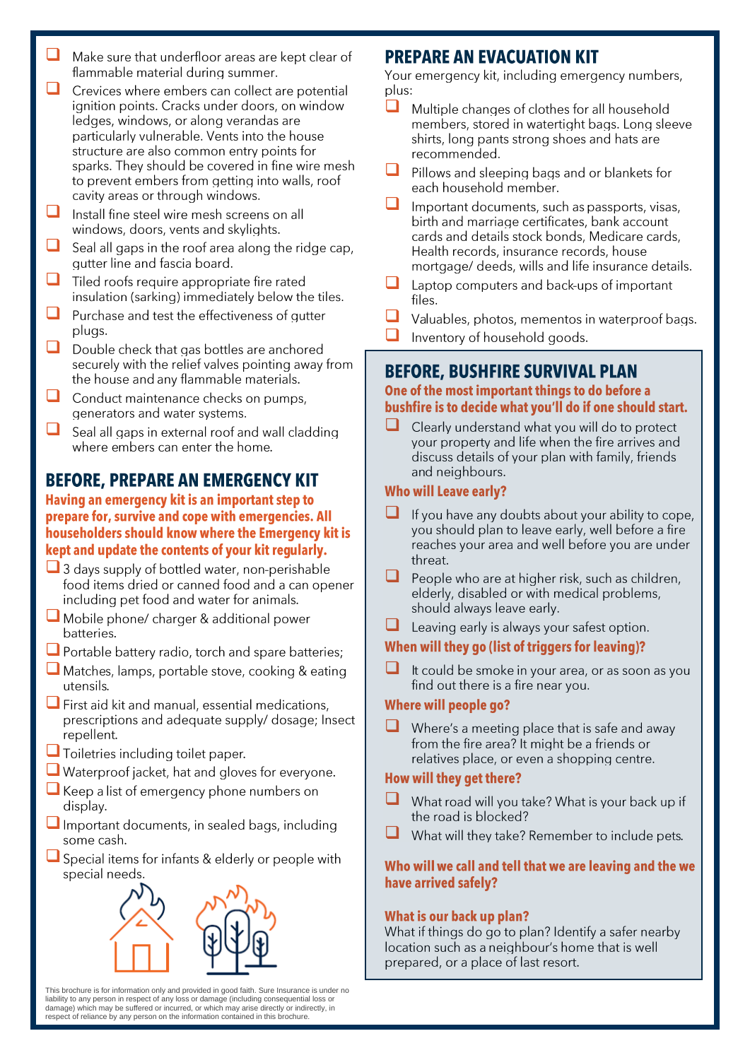- ❑ Make sure that underfloor areas are kept clear of flammable material during summer.
- ❑ Crevices where embers can collect are potential ignition points. Cracks under doors, on window ledges, windows, or along verandas are particularly vulnerable. Vents into the house structure are also common entry points for sparks. They should be covered in fine wire mesh to prevent embers from getting into walls, roof cavity areas or through windows.
- ❑ Install fine steel wire mesh screens on all windows, doors, vents and skylights.
- ❑ Seal all gaps in the roof area along the ridge cap, gutter line and fascia board.
- ❑ Tiled roofs require appropriate fire rated insulation (sarking) immediately below the tiles.
- ❑ Purchase and test the effectiveness of gutter plugs.
- ❑ Double check that gas bottles are anchored securely with the relief valves pointing away from the house and any flammable materials.
- ❑ Conduct maintenance checks on pumps, generators and water systems.
- ❑ Seal all gaps in external roof and wall cladding where embers can enter the home.

## BEFORE, PREPARE AN EMERGENCY KIT

**Having an emergency kit is an important step to prepare for, survive and cope with emergencies. All householders should know where the Emergency kit is kept and update the contents of your kit regularly.**

- ❑ 3 days supply of bottled water, non-perishable food items dried or canned food and a can opener including pet food and water for animals.
- ❑ Mobile phone/ charger & additional power batteries.
- ❑ Portable battery radio, torch and spare batteries;
- ❑ Matches, lamps, portable stove, cooking & eating utensils.
- ❑ First aid kit and manual, essential medications, prescriptions and adequate supply/ dosage; Insect repellent.
- ❑ Toiletries including toilet paper.
- ❑ Waterproof jacket, hat and gloves for everyone.
- ❑ Keep a list of emergency phone numbers on display.
- ❑ Important documents, in sealed bags, including some cash.
- ❑ Special items for infants & elderly or people with special needs.

## PREPARE AN EVACUATION KIT

Your emergency kit, including emergency numbers, plus:

- ❑ Multiple changes of clothes for all household members, stored in watertight bags. Long sleeve shirts, long pants strong shoes and hats are recommended.
- ❑ Pillows and sleeping bags and or blankets for each household member.
- ❑ Important documents, such as passports, visas, birth and marriage certificates, bank account cards and details stock bonds, Medicare cards, Health records, insurance records, house mortgage/ deeds, wills and life insurance details.
- ❑ Laptop computers and back-ups of important files.
- ❑ Valuables, photos, mementos in waterproof bags.
- ❑ Inventory of household goods.

## BEFORE, BUSHFIRE SURVIVAL PLAN

**One of the most important things to do before a bushfire is to decide what you'll do if one should start.**

- ❑ Clearly understand what you will do to protect your property and life when the fire arrives and discuss details of your plan with family, friends and neighbours.

### Who will Leave early?

- ❑ If you have any doubts about your ability to cope, you should plan to leave early, well before a fire reaches your area and well before you are under threat.
- ❑ People who are at higher risk, such as children, elderly, disabled or with medical problems, should always leave early.
- ❑ Leaving early is always your safest option.

### When will they go (list of triggers for leaving)?

- ❑ It could be smoke in your area, or as soon as you find out there is a fire near you.

### Where will people go?

- ❑ Where's a meeting place that is safe and away from the fire area? It might be a friends or relatives place, or even a shopping centre.

### How will they get there?

- ❑ What road will you take? What is your back up if the road is blocked?
- ❑ What will they take? Remember to include pets.

### Who will we call and tell that we are leaving and the we have arrived safely?

### What is our back up plan?

What if things do go to plan? Identify a safer nearby location such as a neighbour's home that is well prepared, or a place of last resort.

This brochure is for information only and provided in good faith. Sure Insurance is under no liability to any person in respect of any loss or damage (including consequential loss or damage) which may be suffered or incurred, or which may arise directly or indirectly, in respect of reliance by any person on the information contained in this brochure.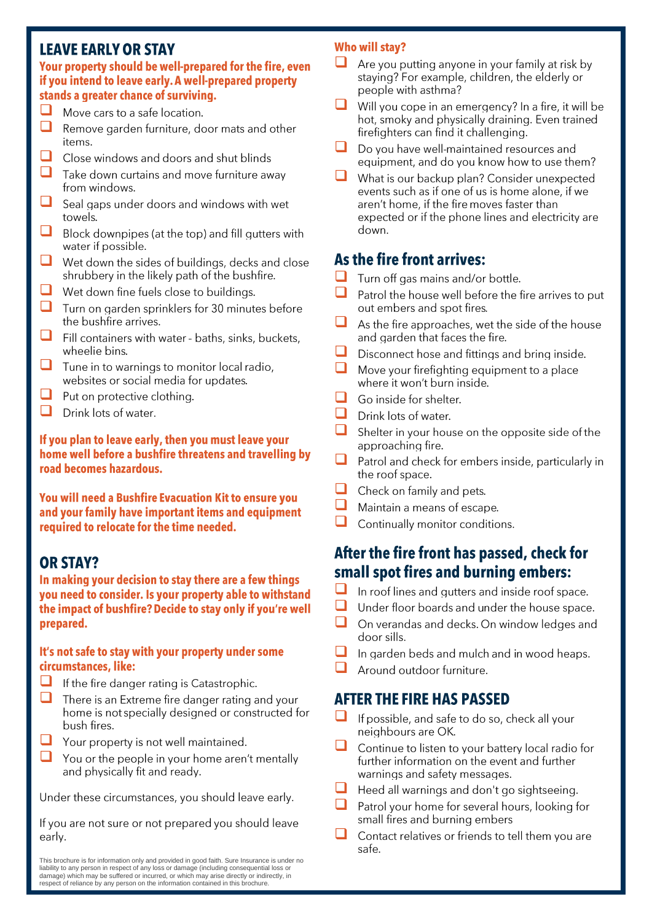## LEAVE EARLY OR STAY

**Your property should be well-prepared for the fire, even if you intend to leave early. A well-prepared property stands a greater chance of surviving.**

- Move cars to a safe location.
- Remove garden furniture, door mats and other items.
- Close windows and doors and shut blinds
- Take down curtains and move furniture away from windows.
- Seal gaps under doors and windows with wet towels.
- Block downpipes (at the top) and fill gutters with water if possible.
- Wet down the sides of buildings, decks and close shrubbery in the likely path of the bushfire.
- Wet down fine fuels close to buildings.
- Turn on garden sprinklers for 30 minutes before the bushfire arrives.
- Fill containers with water - baths, sinks, buckets, wheelie bins.
- Tune in to warnings to monitor local radio, websites or social media for updates.
- Put on protective clothing.
- Drink lots of water.

**If you plan to leave early, then you must leave your home well before a bushfire threatens and travelling by road becomes hazardous.**

**You will need a Bushfire Evacuation Kit to ensure you and your family have important items and equipment required to relocate for the time needed.**

## OR STAY?

**In making your decision to stay there are a few things you need to consider. Is your property able to withstand the impact of bushfire? Decide to stay only if you're well prepared.**

### It's not safe to stay with your property under some circumstances, like:

- If the fire danger rating is Catastrophic.
- There is an Extreme fire danger rating and your home is not specially designed or constructed for bush fires.
- Your property is not well maintained.
- You or the people in your home aren't mentally and physically fit and ready.

Under these circumstances, you should leave early.

If you are not sure or not prepared you should leave early.

### Who will stay?

- Are you putting anyone in your family at risk by staying? For example, children, the elderly or people with asthma?
- Will you cope in an emergency? In a fire, it will be hot, smoky and physically draining. Even trained firefighters can find it challenging.
- Do you have well-maintained resources and equipment, and do you know how to use them?
- What is our backup plan? Consider unexpected events such as if one of us is home alone, if we aren't home, if the fire moves faster than expected or if the phone lines and electricity are down.

## As the fire front arrives:

- Turn off gas mains and/or bottle.
- Patrol the house well before the fire arrives to put out embers and spot fires.
- As the fire approaches, wet the side of the house and garden that faces the fire.
- Disconnect hose and fittings and bring inside.
- Move your firefighting equipment to a place where it won't burn inside.
- Go inside for shelter.
- Drink lots of water.
- Shelter in your house on the opposite side of the approaching fire.
- Patrol and check for embers inside, particularly in the roof space.
- Check on family and pets.
- Maintain a means of escape.
- Continually monitor conditions.

## After the fire front has passed, check for small spot fires and burning embers:

- In roof lines and gutters and inside roof space.
- Under floor boards and under the house space.
- On verandas and decks. On window ledges and door sills.
- In garden beds and mulch and in wood heaps.
- Around outdoor furniture.

## AFTER THE FIRE HAS PASSED

- If possible, and safe to do so, check all your neighbours are OK.
- Continue to listen to your battery local radio for further information on the event and further warnings and safety messages.
- Heed all warnings and don't go sightseeing.
- Patrol your home for several hours, looking for small fires and burning embers
- Contact relatives or friends to tell them you are safe.

This brochure is for information only and provided in good faith. Sure Insurance is under no liability to any person in respect of any loss or damage (including consequential loss or damage) which may be suffered or incurred, or which may arise directly or indirectly, in respect of reliance by any person on the information contained in this brochure.